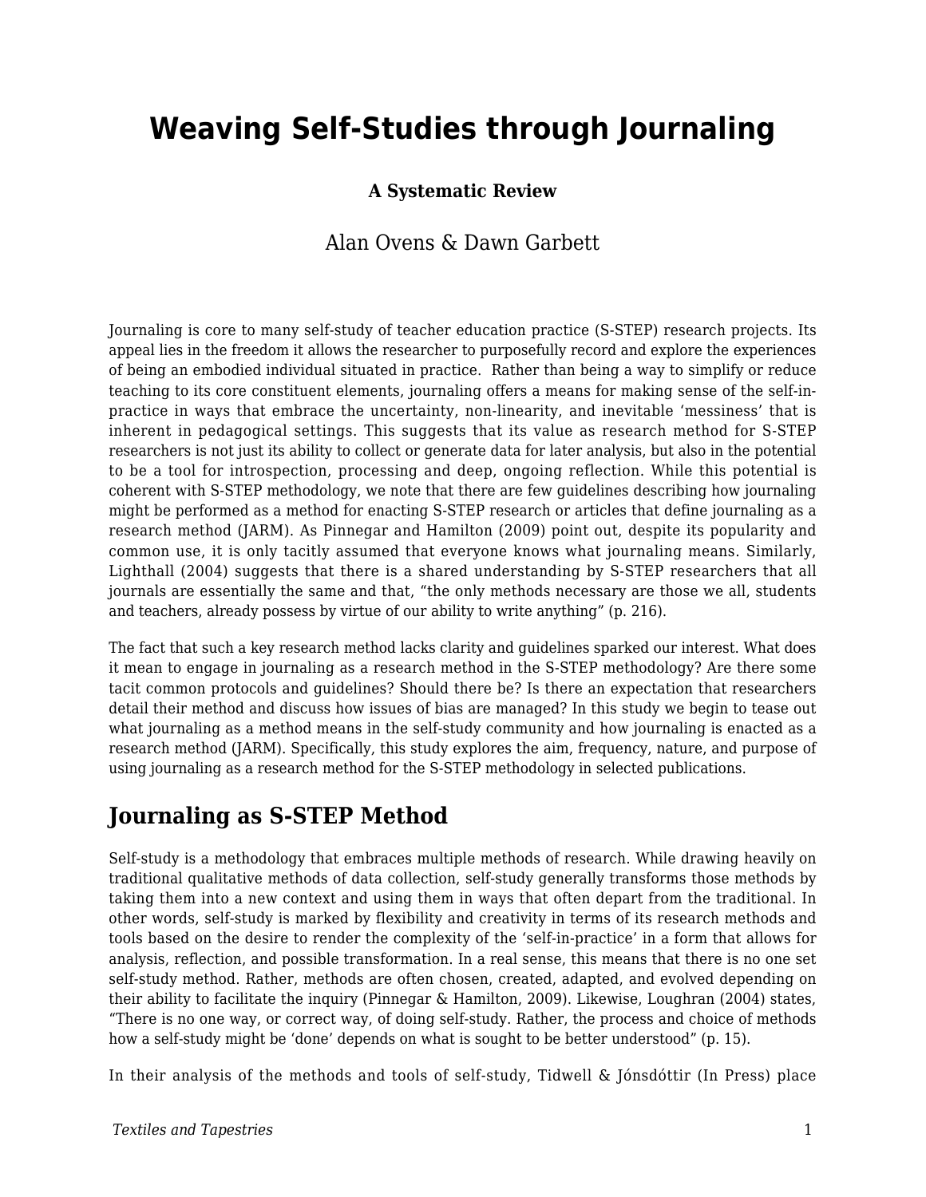# Weaving Self-Studies through Journaling

**A Systematic Review**

Alan Ovens & Dawn Garbett

Journaling is core to many self-study of teacher education practice (S-STEP) research projects. Its appeal lies in the freedom it allows the researcher to purposefully record and explore the experiences of being an embodied individual situated in practice. Rather than being a way to simplify or reduce teaching to its core constituent elements, journaling offers a means for making sense of the self-in-practice in ways that embrace the uncertainty, non-linearity, and inevitable 'messiness' that is inherent in pedagogical settings. This suggests that its value as research method for S-STEP researchers is not just its ability to collect or generate data for later analysis, but also in the potential to be a tool for introspection, processing and deep, ongoing reflection. While this potential is coherent with S-STEP methodology, we note that there are few guidelines describing how journaling might be performed as a method for enacting S-STEP research or articles that define journaling as a research method (JARM). As Pinnegar and Hamilton (2009) point out, despite its popularity and common use, it is only tacitly assumed that everyone knows what journaling means. Similarly, Lighthall (2004) suggests that there is a shared understanding by S-STEP researchers that all journals are essentially the same and that, "the only methods necessary are those we all, students and teachers, already possess by virtue of our ability to write anything" (p. 216).

The fact that such a key research method lacks clarity and guidelines sparked our interest. What does it mean to engage in journaling as a research method in the S-STEP methodology? Are there some tacit common protocols and guidelines? Should there be? Is there an expectation that researchers detail their method and discuss how issues of bias are managed? In this study we begin to tease out what journaling as a method means in the self-study community and how journaling is enacted as a research method (JARM). Specifically, this study explores the aim, frequency, nature, and purpose of using journaling as a research method for the S-STEP methodology in selected publications.

## Journaling as S-STEP Method

Self-study is a methodology that embraces multiple methods of research. While drawing heavily on traditional qualitative methods of data collection, self-study generally transforms those methods by taking them into a new context and using them in ways that often depart from the traditional. In other words, self-study is marked by flexibility and creativity in terms of its research methods and tools based on the desire to render the complexity of the 'self-in-practice' in a form that allows for analysis, reflection, and possible transformation. In a real sense, this means that there is no one set self-study method. Rather, methods are often chosen, created, adapted, and evolved depending on their ability to facilitate the inquiry (Pinnegar & Hamilton, 2009). Likewise, Loughran (2004) states, "There is no one way, or correct way, of doing self-study. Rather, the process and choice of methods how a self-study might be 'done' depends on what is sought to be better understood" (p. 15).

In their analysis of the methods and tools of self-study, Tidwell & Jónsdóttir (In Press) place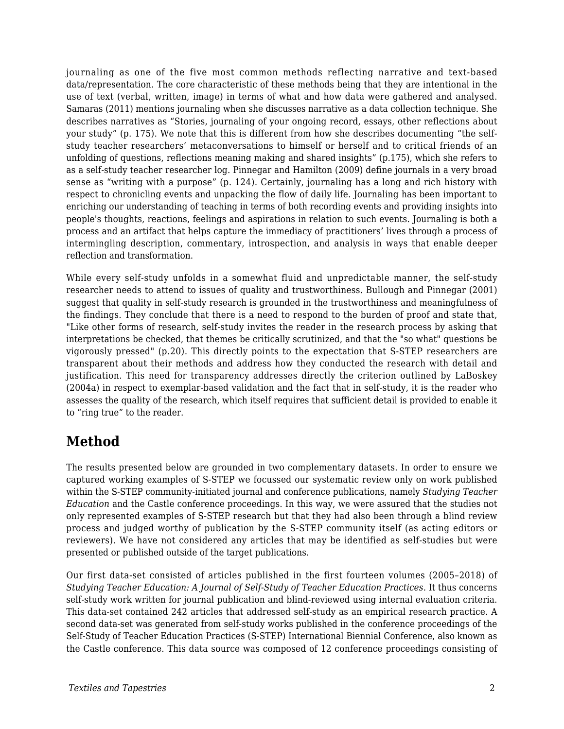journaling as one of the five most common methods reflecting narrative and text-based data/representation. The core characteristic of these methods being that they are intentional in the use of text (verbal, written, image) in terms of what and how data were gathered and analysed. Samaras (2011) mentions journaling when she discusses narrative as a data collection technique. She describes narratives as “Stories, journaling of your ongoing record, essays, other reflections about your study” (p. 175). We note that this is different from how she describes documenting “the self-study teacher researchers’ metaconversations to himself or herself and to critical friends of an unfolding of questions, reflections meaning making and shared insights” (p.175), which she refers to as a self-study teacher researcher log. Pinnegar and Hamilton (2009) define journals in a very broad sense as “writing with a purpose” (p. 124). Certainly, journaling has a long and rich history with respect to chronicling events and unpacking the flow of daily life. Journaling has been important to enriching our understanding of teaching in terms of both recording events and providing insights into people's thoughts, reactions, feelings and aspirations in relation to such events. Journaling is both a process and an artifact that helps capture the immediacy of practitioners’ lives through a process of intermingling description, commentary, introspection, and analysis in ways that enable deeper reflection and transformation.

While every self-study unfolds in a somewhat fluid and unpredictable manner, the self-study researcher needs to attend to issues of quality and trustworthiness. Bullough and Pinnegar (2001) suggest that quality in self-study research is grounded in the trustworthiness and meaningfulness of the findings. They conclude that there is a need to respond to the burden of proof and state that, "Like other forms of research, self-study invites the reader in the research process by asking that interpretations be checked, that themes be critically scrutinized, and that the "so what" questions be vigorously pressed" (p.20). This directly points to the expectation that S-STEP researchers are transparent about their methods and address how they conducted the research with detail and justification. This need for transparency addresses directly the criterion outlined by LaBoskey (2004a) in respect to exemplar-based validation and the fact that in self-study, it is the reader who assesses the quality of the research, which itself requires that sufficient detail is provided to enable it to “ring true” to the reader.

## Method

The results presented below are grounded in two complementary datasets. In order to ensure we captured working examples of S-STEP we focussed our systematic review only on work published within the S-STEP community-initiated journal and conference publications, namely *Studying Teacher Education* and the Castle conference proceedings. In this way, we were assured that the studies not only represented examples of S-STEP research but that they had also been through a blind review process and judged worthy of publication by the S-STEP community itself (as acting editors or reviewers). We have not considered any articles that may be identified as self-studies but were presented or published outside of the target publications.

Our first data-set consisted of articles published in the first fourteen volumes (2005–2018) of *Studying Teacher Education: A Journal of Self-Study of Teacher Education Practices*. It thus concerns self-study work written for journal publication and blind-reviewed using internal evaluation criteria. This data-set contained 242 articles that addressed self-study as an empirical research practice. A second data-set was generated from self-study works published in the conference proceedings of the Self-Study of Teacher Education Practices (S-STEP) International Biennial Conference, also known as the Castle conference. This data source was composed of 12 conference proceedings consisting of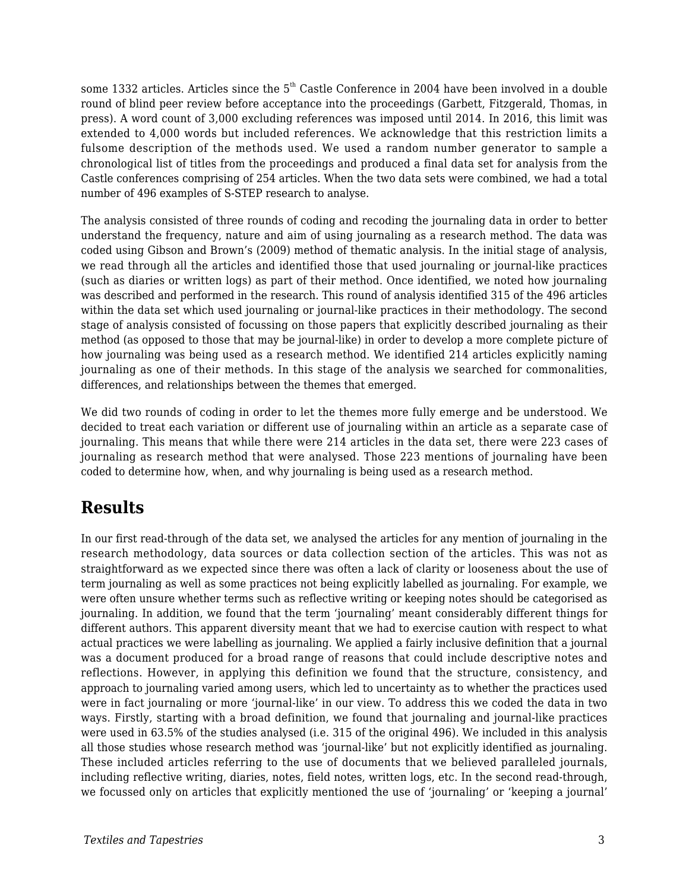some 1332 articles. Articles since the 5th Castle Conference in 2004 have been involved in a double round of blind peer review before acceptance into the proceedings (Garbett, Fitzgerald, Thomas, in press). A word count of 3,000 excluding references was imposed until 2014. In 2016, this limit was extended to 4,000 words but included references. We acknowledge that this restriction limits a fulsome description of the methods used. We used a random number generator to sample a chronological list of titles from the proceedings and produced a final data set for analysis from the Castle conferences comprising of 254 articles. When the two data sets were combined, we had a total number of 496 examples of S-STEP research to analyse.

The analysis consisted of three rounds of coding and recoding the journaling data in order to better understand the frequency, nature and aim of using journaling as a research method. The data was coded using Gibson and Brown's (2009) method of thematic analysis. In the initial stage of analysis, we read through all the articles and identified those that used journaling or journal-like practices (such as diaries or written logs) as part of their method. Once identified, we noted how journaling was described and performed in the research. This round of analysis identified 315 of the 496 articles within the data set which used journaling or journal-like practices in their methodology. The second stage of analysis consisted of focussing on those papers that explicitly described journaling as their method (as opposed to those that may be journal-like) in order to develop a more complete picture of how journaling was being used as a research method. We identified 214 articles explicitly naming journaling as one of their methods. In this stage of the analysis we searched for commonalities, differences, and relationships between the themes that emerged.

We did two rounds of coding in order to let the themes more fully emerge and be understood. We decided to treat each variation or different use of journaling within an article as a separate case of journaling. This means that while there were 214 articles in the data set, there were 223 cases of journaling as research method that were analysed. Those 223 mentions of journaling have been coded to determine how, when, and why journaling is being used as a research method.

## Results

In our first read-through of the data set, we analysed the articles for any mention of journaling in the research methodology, data sources or data collection section of the articles. This was not as straightforward as we expected since there was often a lack of clarity or looseness about the use of term journaling as well as some practices not being explicitly labelled as journaling. For example, we were often unsure whether terms such as reflective writing or keeping notes should be categorised as journaling. In addition, we found that the term 'journaling' meant considerably different things for different authors. This apparent diversity meant that we had to exercise caution with respect to what actual practices we were labelling as journaling. We applied a fairly inclusive definition that a journal was a document produced for a broad range of reasons that could include descriptive notes and reflections. However, in applying this definition we found that the structure, consistency, and approach to journaling varied among users, which led to uncertainty as to whether the practices used were in fact journaling or more 'journal-like' in our view. To address this we coded the data in two ways. Firstly, starting with a broad definition, we found that journaling and journal-like practices were used in 63.5% of the studies analysed (i.e. 315 of the original 496). We included in this analysis all those studies whose research method was 'journal-like' but not explicitly identified as journaling. These included articles referring to the use of documents that we believed paralleled journals, including reflective writing, diaries, notes, field notes, written logs, etc. In the second read-through, we focussed only on articles that explicitly mentioned the use of 'journaling' or 'keeping a journal'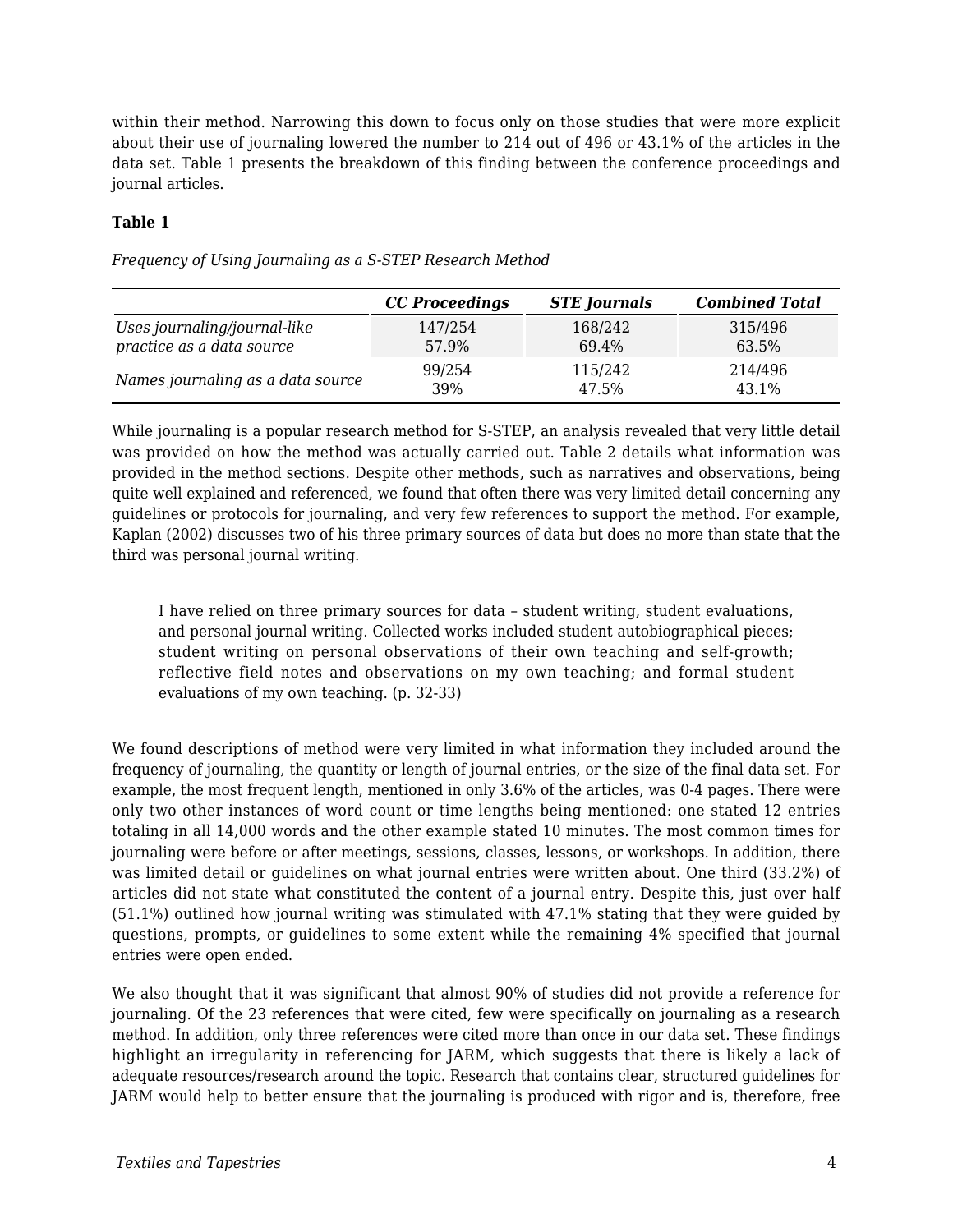within their method. Narrowing this down to focus only on those studies that were more explicit about their use of journaling lowered the number to 214 out of 496 or 43.1% of the articles in the data set. Table 1 presents the breakdown of this finding between the conference proceedings and journal articles.

**Table 1**

*Frequency of Using Journaling as a S-STEP Research Method*

| | ***CC Proceedings*** | ***STE Journals*** | ***Combined Total*** |
|---|---|---|---|
| *Uses journaling/journal-like practice as a data source* | 147/254 57.9% | 168/242 69.4% | 315/496 63.5% |
| *Names journaling as a data source* | 99/254 39% | 115/242 47.5% | 214/496 43.1% |

While journaling is a popular research method for S-STEP, an analysis revealed that very little detail was provided on how the method was actually carried out. Table 2 details what information was provided in the method sections. Despite other methods, such as narratives and observations, being quite well explained and referenced, we found that often there was very limited detail concerning any guidelines or protocols for journaling, and very few references to support the method. For example, Kaplan (2002) discusses two of his three primary sources of data but does no more than state that the third was personal journal writing.

> I have relied on three primary sources for data – student writing, student evaluations, and personal journal writing. Collected works included student autobiographical pieces; student writing on personal observations of their own teaching and self-growth; reflective field notes and observations on my own teaching; and formal student evaluations of my own teaching. (p. 32-33)

We found descriptions of method were very limited in what information they included around the frequency of journaling, the quantity or length of journal entries, or the size of the final data set. For example, the most frequent length, mentioned in only 3.6% of the articles, was 0-4 pages. There were only two other instances of word count or time lengths being mentioned: one stated 12 entries totaling in all 14,000 words and the other example stated 10 minutes. The most common times for journaling were before or after meetings, sessions, classes, lessons, or workshops. In addition, there was limited detail or guidelines on what journal entries were written about. One third (33.2%) of articles did not state what constituted the content of a journal entry. Despite this, just over half (51.1%) outlined how journal writing was stimulated with 47.1% stating that they were guided by questions, prompts, or guidelines to some extent while the remaining 4% specified that journal entries were open ended.

We also thought that it was significant that almost 90% of studies did not provide a reference for journaling. Of the 23 references that were cited, few were specifically on journaling as a research method. In addition, only three references were cited more than once in our data set. These findings highlight an irregularity in referencing for JARM, which suggests that there is likely a lack of adequate resources/research around the topic. Research that contains clear, structured guidelines for JARM would help to better ensure that the journaling is produced with rigor and is, therefore, free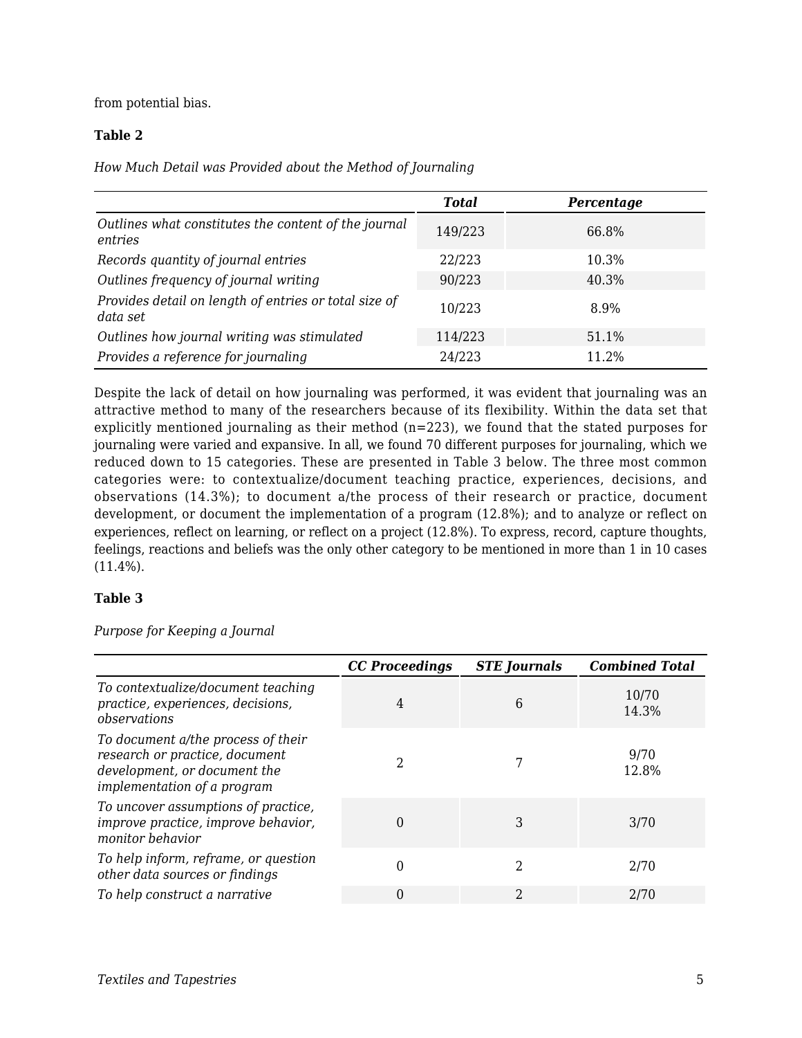from potential bias.

**Table 2**

*How Much Detail was Provided about the Method of Journaling*

| | ***Total*** | ***Percentage*** |
|---|---|---|
| *Outlines what constitutes the content of the journal entries* | 149/223 | 66.8% |
| *Records quantity of journal entries* | 22/223 | 10.3% |
| *Outlines frequency of journal writing* | 90/223 | 40.3% |
| *Provides detail on length of entries or total size of data set* | 10/223 | 8.9% |
| *Outlines how journal writing was stimulated* | 114/223 | 51.1% |
| *Provides a reference for journaling* | 24/223 | 11.2% |

Despite the lack of detail on how journaling was performed, it was evident that journaling was an attractive method to many of the researchers because of its flexibility. Within the data set that explicitly mentioned journaling as their method (n=223), we found that the stated purposes for journaling were varied and expansive. In all, we found 70 different purposes for journaling, which we reduced down to 15 categories. These are presented in Table 3 below. The three most common categories were: to contextualize/document teaching practice, experiences, decisions, and observations (14.3%); to document a/the process of their research or practice, document development, or document the implementation of a program (12.8%); and to analyze or reflect on experiences, reflect on learning, or reflect on a project (12.8%). To express, record, capture thoughts, feelings, reactions and beliefs was the only other category to be mentioned in more than 1 in 10 cases (11.4%).

**Table 3**

*Purpose for Keeping a Journal*

| | ***CC Proceedings*** | ***STE Journals*** | ***Combined Total*** |
|---|---|---|---|
| *To contextualize/document teaching practice, experiences, decisions, observations* | 4 | 6 | 10/70 14.3% |
| *To document a/the process of their research or practice, document development, or document the implementation of a program* | 2 | 7 | 9/70 12.8% |
| *To uncover assumptions of practice, improve practice, improve behavior, monitor behavior* | 0 | 3 | 3/70 |
| *To help inform, reframe, or question other data sources or findings* | 0 | 2 | 2/70 |
| *To help construct a narrative* | 0 | 2 | 2/70 |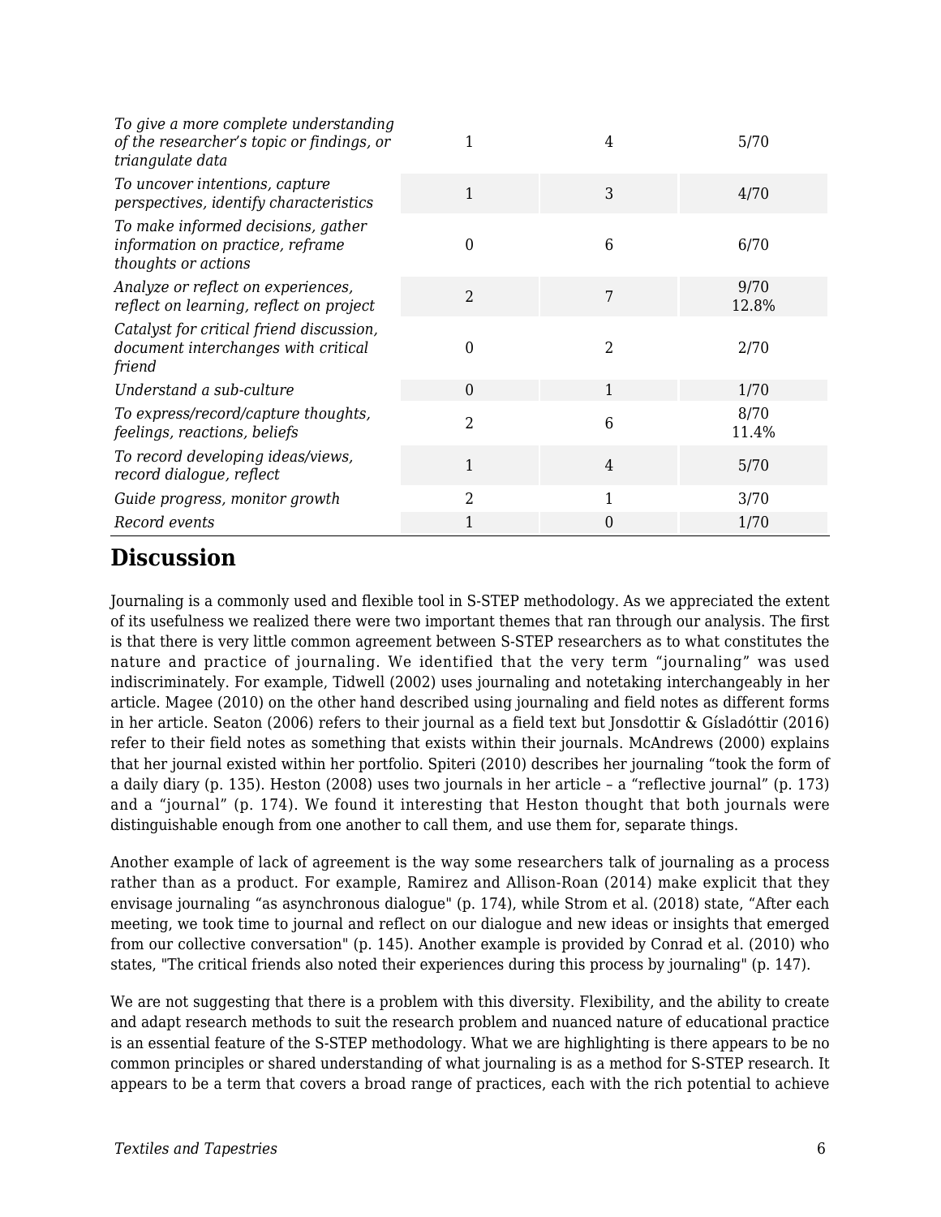| | | | |
|---|---|---|---|
| *To give a more complete understanding of the researcher's topic or findings, or triangulate data* | 1 | 4 | 5/70 |
| *To uncover intentions, capture perspectives, identify characteristics* | 1 | 3 | 4/70 |
| *To make informed decisions, gather information on practice, reframe thoughts or actions* | 0 | 6 | 6/70 |
| *Analyze or reflect on experiences, reflect on learning, reflect on project* | 2 | 7 | 9/70 12.8% |
| *Catalyst for critical friend discussion, document interchanges with critical friend* | 0 | 2 | 2/70 |
| *Understand a sub-culture* | 0 | 1 | 1/70 |
| *To express/record/capture thoughts, feelings, reactions, beliefs* | 2 | 6 | 8/70 11.4% |
| *To record developing ideas/views, record dialogue, reflect* | 1 | 4 | 5/70 |
| *Guide progress, monitor growth* | 2 | 1 | 3/70 |
| *Record events* | 1 | 0 | 1/70 |

## Discussion

Journaling is a commonly used and flexible tool in S-STEP methodology. As we appreciated the extent of its usefulness we realized there were two important themes that ran through our analysis. The first is that there is very little common agreement between S-STEP researchers as to what constitutes the nature and practice of journaling. We identified that the very term "journaling" was used indiscriminately. For example, Tidwell (2002) uses journaling and notetaking interchangeably in her article. Magee (2010) on the other hand described using journaling and field notes as different forms in her article. Seaton (2006) refers to their journal as a field text but Jonsdottir & Gísladóttir (2016) refer to their field notes as something that exists within their journals. McAndrews (2000) explains that her journal existed within her portfolio. Spiteri (2010) describes her journaling "took the form of a daily diary (p. 135). Heston (2008) uses two journals in her article – a "reflective journal" (p. 173) and a "journal" (p. 174). We found it interesting that Heston thought that both journals were distinguishable enough from one another to call them, and use them for, separate things.

Another example of lack of agreement is the way some researchers talk of journaling as a process rather than as a product. For example, Ramirez and Allison-Roan (2014) make explicit that they envisage journaling "as asynchronous dialogue" (p. 174), while Strom et al. (2018) state, "After each meeting, we took time to journal and reflect on our dialogue and new ideas or insights that emerged from our collective conversation" (p. 145). Another example is provided by Conrad et al. (2010) who states, "The critical friends also noted their experiences during this process by journaling" (p. 147).

We are not suggesting that there is a problem with this diversity. Flexibility, and the ability to create and adapt research methods to suit the research problem and nuanced nature of educational practice is an essential feature of the S-STEP methodology. What we are highlighting is there appears to be no common principles or shared understanding of what journaling is as a method for S-STEP research. It appears to be a term that covers a broad range of practices, each with the rich potential to achieve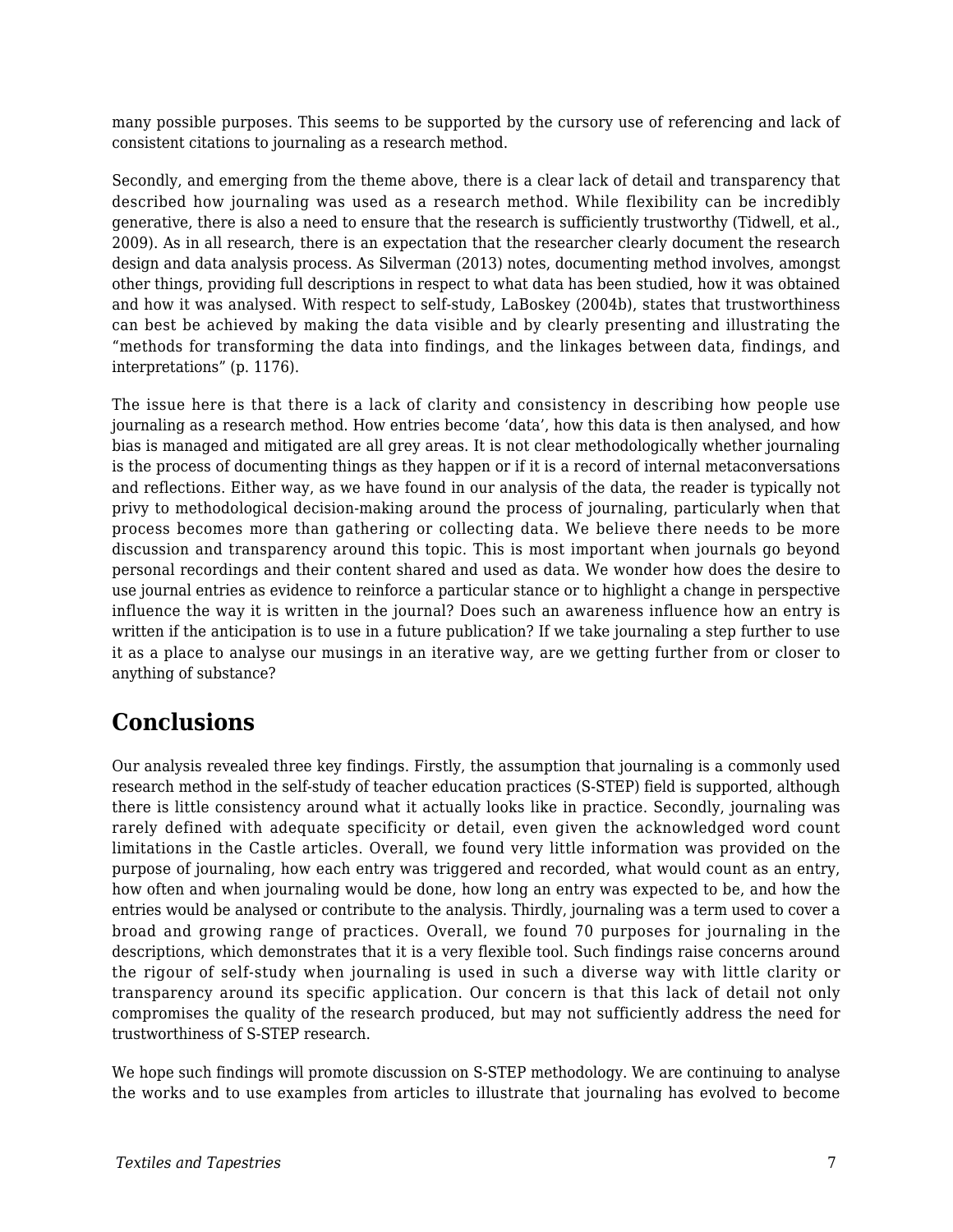many possible purposes. This seems to be supported by the cursory use of referencing and lack of consistent citations to journaling as a research method.

Secondly, and emerging from the theme above, there is a clear lack of detail and transparency that described how journaling was used as a research method. While flexibility can be incredibly generative, there is also a need to ensure that the research is sufficiently trustworthy (Tidwell, et al., 2009). As in all research, there is an expectation that the researcher clearly document the research design and data analysis process. As Silverman (2013) notes, documenting method involves, amongst other things, providing full descriptions in respect to what data has been studied, how it was obtained and how it was analysed. With respect to self-study, LaBoskey (2004b), states that trustworthiness can best be achieved by making the data visible and by clearly presenting and illustrating the "methods for transforming the data into findings, and the linkages between data, findings, and interpretations" (p. 1176).

The issue here is that there is a lack of clarity and consistency in describing how people use journaling as a research method. How entries become 'data', how this data is then analysed, and how bias is managed and mitigated are all grey areas. It is not clear methodologically whether journaling is the process of documenting things as they happen or if it is a record of internal metaconversations and reflections. Either way, as we have found in our analysis of the data, the reader is typically not privy to methodological decision-making around the process of journaling, particularly when that process becomes more than gathering or collecting data. We believe there needs to be more discussion and transparency around this topic. This is most important when journals go beyond personal recordings and their content shared and used as data. We wonder how does the desire to use journal entries as evidence to reinforce a particular stance or to highlight a change in perspective influence the way it is written in the journal? Does such an awareness influence how an entry is written if the anticipation is to use in a future publication? If we take journaling a step further to use it as a place to analyse our musings in an iterative way, are we getting further from or closer to anything of substance?

## Conclusions

Our analysis revealed three key findings. Firstly, the assumption that journaling is a commonly used research method in the self-study of teacher education practices (S-STEP) field is supported, although there is little consistency around what it actually looks like in practice. Secondly, journaling was rarely defined with adequate specificity or detail, even given the acknowledged word count limitations in the Castle articles. Overall, we found very little information was provided on the purpose of journaling, how each entry was triggered and recorded, what would count as an entry, how often and when journaling would be done, how long an entry was expected to be, and how the entries would be analysed or contribute to the analysis. Thirdly, journaling was a term used to cover a broad and growing range of practices. Overall, we found 70 purposes for journaling in the descriptions, which demonstrates that it is a very flexible tool. Such findings raise concerns around the rigour of self-study when journaling is used in such a diverse way with little clarity or transparency around its specific application. Our concern is that this lack of detail not only compromises the quality of the research produced, but may not sufficiently address the need for trustworthiness of S-STEP research.

We hope such findings will promote discussion on S-STEP methodology. We are continuing to analyse the works and to use examples from articles to illustrate that journaling has evolved to become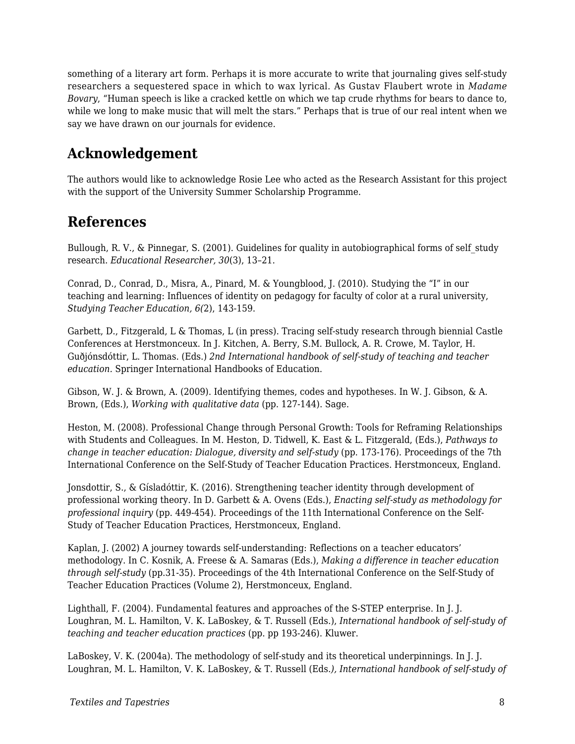something of a literary art form. Perhaps it is more accurate to write that journaling gives self-study researchers a sequestered space in which to wax lyrical. As Gustav Flaubert wrote in *Madame Bovary*, "Human speech is like a cracked kettle on which we tap crude rhythms for bears to dance to, while we long to make music that will melt the stars." Perhaps that is true of our real intent when we say we have drawn on our journals for evidence.

## Acknowledgement

The authors would like to acknowledge Rosie Lee who acted as the Research Assistant for this project with the support of the University Summer Scholarship Programme.

## References

Bullough, R. V., & Pinnegar, S. (2001). Guidelines for quality in autobiographical forms of self_study research. *Educational Researcher, 30*(3), 13–21.

Conrad, D., Conrad, D., Misra, A., Pinard, M. & Youngblood, J. (2010). Studying the "I" in our teaching and learning: Influences of identity on pedagogy for faculty of color at a rural university, *Studying Teacher Education, 6(*2), 143-159.

Garbett, D., Fitzgerald, L & Thomas, L (in press). Tracing self-study research through biennial Castle Conferences at Herstmonceux. In J. Kitchen, A. Berry, S.M. Bullock, A. R. Crowe, M. Taylor, H. Guðjónsdóttir, L. Thomas. (Eds.) *2nd International handbook of self-study of teaching and teacher education.* Springer International Handbooks of Education.

Gibson, W. J. & Brown, A. (2009). Identifying themes, codes and hypotheses. In W. J. Gibson, & A. Brown, (Eds.), *Working with qualitative data* (pp. 127-144). Sage.

Heston, M. (2008). Professional Change through Personal Growth: Tools for Reframing Relationships with Students and Colleagues. In M. Heston, D. Tidwell, K. East & L. Fitzgerald, (Eds.), *Pathways to change in teacher education: Dialogue, diversity and self-study* (pp. 173-176). Proceedings of the 7th International Conference on the Self-Study of Teacher Education Practices. Herstmonceux, England.

Jonsdottir, S., & Gísladóttir, K. (2016). Strengthening teacher identity through development of professional working theory. In D. Garbett & A. Ovens (Eds.), *Enacting self-study as methodology for professional inquiry* (pp. 449-454). Proceedings of the 11th International Conference on the Self-Study of Teacher Education Practices, Herstmonceux, England.

Kaplan, J. (2002) A journey towards self-understanding: Reflections on a teacher educators' methodology. In C. Kosnik, A. Freese & A. Samaras (Eds.), *Making a difference in teacher education through self-study* (pp.31-35). Proceedings of the 4th International Conference on the Self-Study of Teacher Education Practices (Volume 2), Herstmonceux, England.

Lighthall, F. (2004). Fundamental features and approaches of the S-STEP enterprise. In J. J. Loughran, M. L. Hamilton, V. K. LaBoskey, & T. Russell (Eds.), *International handbook of self-study of teaching and teacher education practices* (pp. pp 193-246). Kluwer.

LaBoskey, V. K. (2004a). The methodology of self-study and its theoretical underpinnings. In J. J. Loughran, M. L. Hamilton, V. K. LaBoskey, & T. Russell (Eds*.), International handbook of self-study of*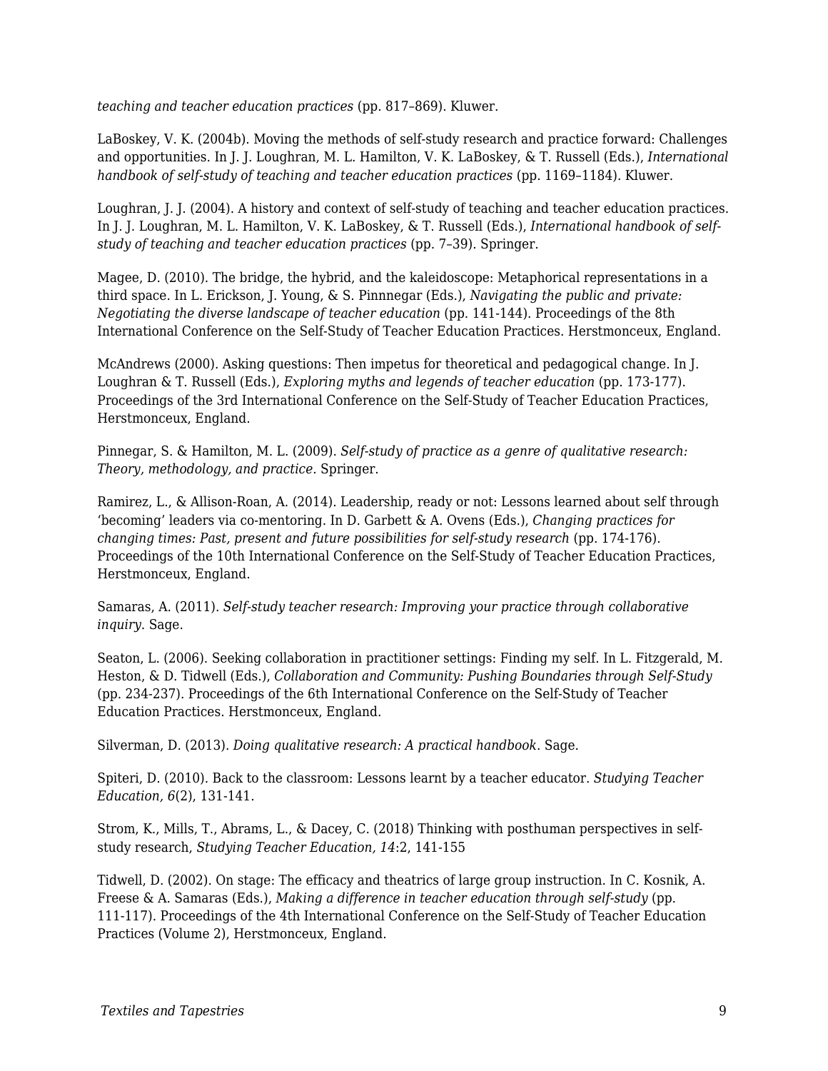*teaching and teacher education practices* (pp. 817–869). Kluwer.

LaBoskey, V. K. (2004b). Moving the methods of self-study research and practice forward: Challenges and opportunities. In J. J. Loughran, M. L. Hamilton, V. K. LaBoskey, & T. Russell (Eds.), *International handbook of self-study of teaching and teacher education practices* (pp. 1169–1184). Kluwer.

Loughran, J. J. (2004). A history and context of self-study of teaching and teacher education practices. In J. J. Loughran, M. L. Hamilton, V. K. LaBoskey, & T. Russell (Eds.), *International handbook of self-study of teaching and teacher education practices* (pp. 7–39). Springer.

Magee, D. (2010). The bridge, the hybrid, and the kaleidoscope: Metaphorical representations in a third space. In L. Erickson, J. Young, & S. Pinnnegar (Eds.), *Navigating the public and private: Negotiating the diverse landscape of teacher education* (pp. 141-144). Proceedings of the 8th International Conference on the Self-Study of Teacher Education Practices. Herstmonceux, England.

McAndrews (2000). Asking questions: Then impetus for theoretical and pedagogical change. In J. Loughran & T. Russell (Eds.), *Exploring myths and legends of teacher education* (pp. 173-177). Proceedings of the 3rd International Conference on the Self-Study of Teacher Education Practices, Herstmonceux, England.

Pinnegar, S. & Hamilton, M. L. (2009). *Self-study of practice as a genre of qualitative research: Theory, methodology, and practice.* Springer.

Ramirez, L., & Allison-Roan, A. (2014). Leadership, ready or not: Lessons learned about self through 'becoming' leaders via co-mentoring. In D. Garbett & A. Ovens (Eds.), *Changing practices for changing times: Past, present and future possibilities for self-study research* (pp. 174-176). Proceedings of the 10th International Conference on the Self-Study of Teacher Education Practices, Herstmonceux, England.

Samaras, A. (2011). *Self-study teacher research: Improving your practice through collaborative inquiry*. Sage.

Seaton, L. (2006). Seeking collaboration in practitioner settings: Finding my self. In L. Fitzgerald, M. Heston, & D. Tidwell (Eds.), *Collaboration and Community: Pushing Boundaries through Self-Study* (pp. 234-237). Proceedings of the 6th International Conference on the Self-Study of Teacher Education Practices. Herstmonceux, England.

Silverman, D. (2013). *Doing qualitative research: A practical handbook*. Sage.

Spiteri, D. (2010). Back to the classroom: Lessons learnt by a teacher educator. *Studying Teacher Education, 6*(2), 131-141.

Strom, K., Mills, T., Abrams, L., & Dacey, C. (2018) Thinking with posthuman perspectives in self-study research, *Studying Teacher Education, 14*:2, 141-155

Tidwell, D. (2002). On stage: The efficacy and theatrics of large group instruction. In C. Kosnik, A. Freese & A. Samaras (Eds.), *Making a difference in teacher education through self-study* (pp. 111-117). Proceedings of the 4th International Conference on the Self-Study of Teacher Education Practices (Volume 2), Herstmonceux, England.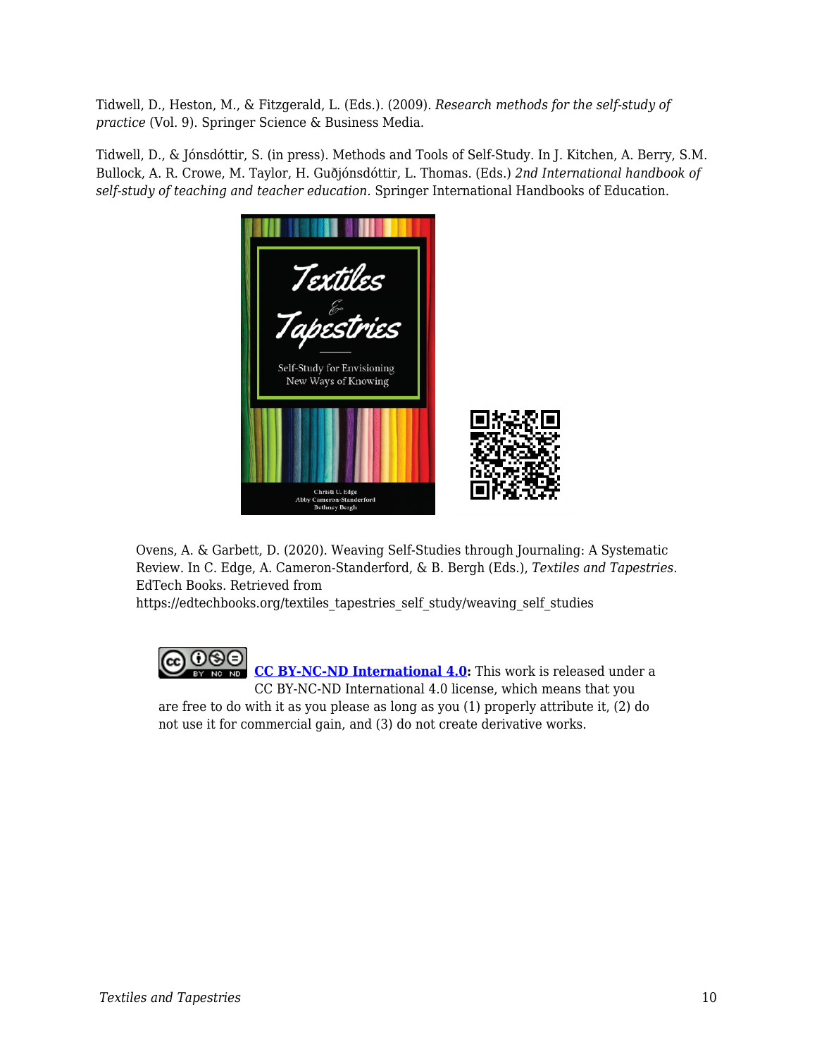Tidwell, D., Heston, M., & Fitzgerald, L. (Eds.). (2009). *Research methods for the self-study of practice* (Vol. 9). Springer Science & Business Media.

Tidwell, D., & Jónsdóttir, S. (in press). Methods and Tools of Self-Study. In J. Kitchen, A. Berry, S.M. Bullock, A. R. Crowe, M. Taylor, H. Guðjónsdóttir, L. Thomas. (Eds.) *2nd International handbook of self-study of teaching and teacher education*. Springer International Handbooks of Education.

Ovens, A. & Garbett, D. (2020). Weaving Self-Studies through Journaling: A Systematic Review. In C. Edge, A. Cameron-Standerford, & B. Bergh (Eds.), *Textiles and Tapestries*. EdTech Books. Retrieved from https://edtechbooks.org/textiles_tapestries_self_study/weaving_self_studies

**CC BY-NC-ND International 4.0:** This work is released under a CC BY-NC-ND International 4.0 license, which means that you are free to do with it as you please as long as you (1) properly attribute it, (2) do not use it for commercial gain, and (3) do not create derivative works.